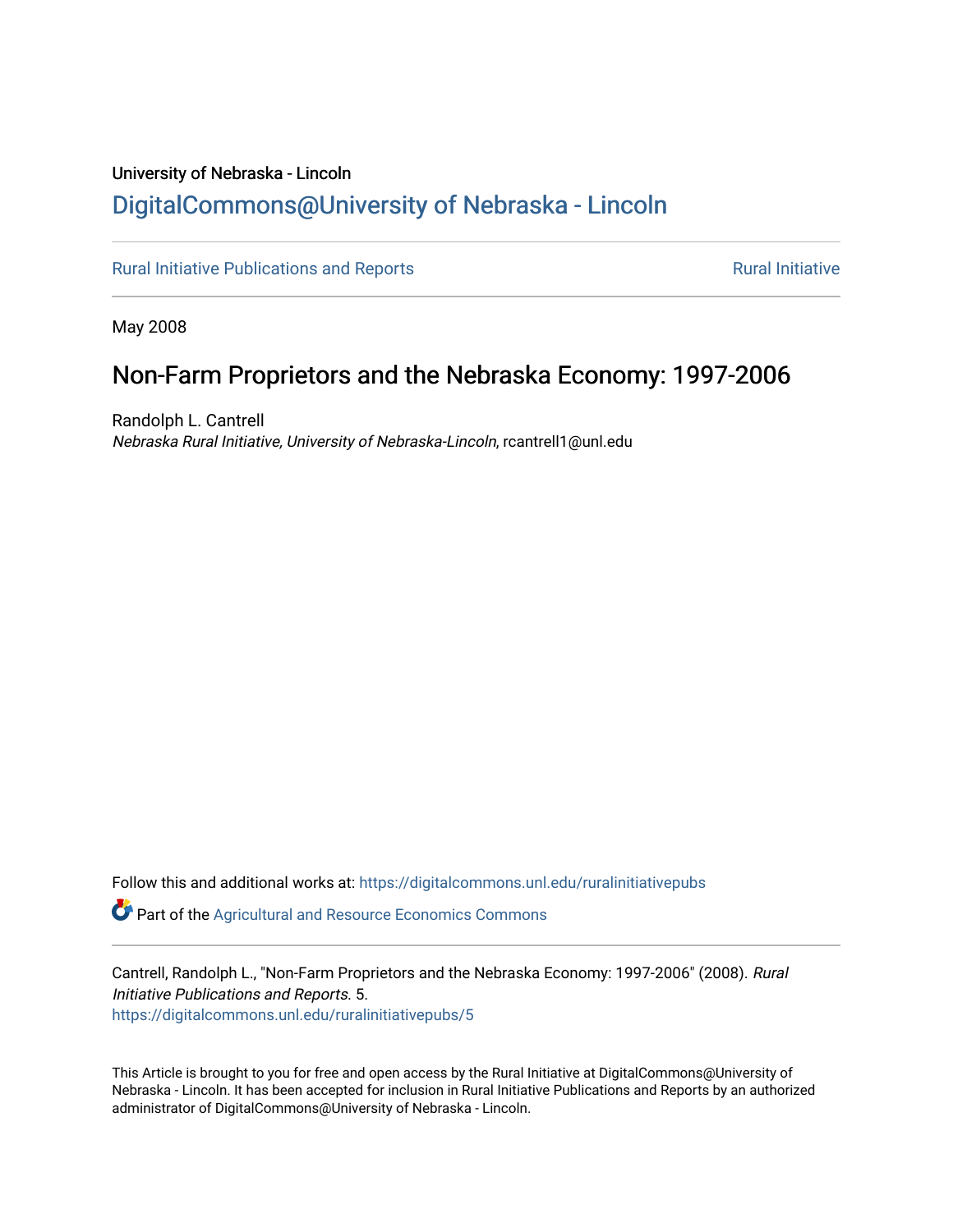University of Nebraska - Lincoln

DigitalCommons@University of Nebraska - Lincoln

Rural Initiative Publications and Reports

Rural Initiative

May 2008

# Non-Farm Proprietors and the Nebraska Economy: 1997-2006

Randolph L. Cantrell
*Nebraska Rural Initiative, University of Nebraska-Lincoln*, rcantrell1@unl.edu

Follow this and additional works at: https://digitalcommons.unl.edu/ruralinitiativepubs

Part of the Agricultural and Resource Economics Commons

Cantrell, Randolph L., "Non-Farm Proprietors and the Nebraska Economy: 1997-2006" (2008). *Rural Initiative Publications and Reports*. 5.
https://digitalcommons.unl.edu/ruralinitiativepubs/5

This Article is brought to you for free and open access by the Rural Initiative at DigitalCommons@University of Nebraska - Lincoln. It has been accepted for inclusion in Rural Initiative Publications and Reports by an authorized administrator of DigitalCommons@University of Nebraska - Lincoln.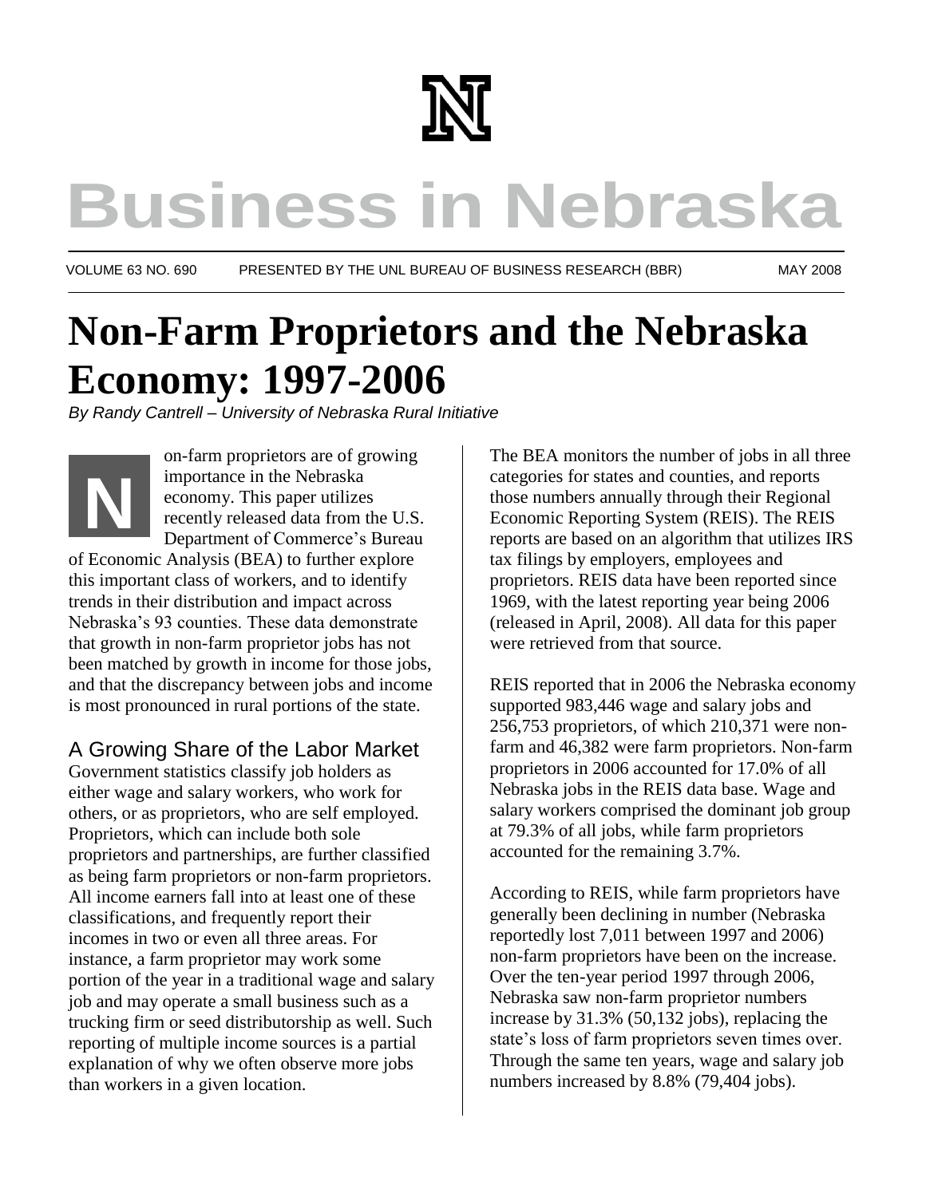# Business in Nebraska

VOLUME 63 NO. 690 PRESENTED BY THE UNL BUREAU OF BUSINESS RESEARCH (BBR) MAY 2008

# Non-Farm Proprietors and the Nebraska Economy: 1997-2006

*By Randy Cantrell – University of Nebraska Rural Initiative*

Non-farm proprietors are of growing importance in the Nebraska economy. This paper utilizes recently released data from the U.S. Department of Commerce's Bureau of Economic Analysis (BEA) to further explore this important class of workers, and to identify trends in their distribution and impact across Nebraska's 93 counties. These data demonstrate that growth in non-farm proprietor jobs has not been matched by growth in income for those jobs, and that the discrepancy between jobs and income is most pronounced in rural portions of the state.

## A Growing Share of the Labor Market

Government statistics classify job holders as either wage and salary workers, who work for others, or as proprietors, who are self employed. Proprietors, which can include both sole proprietors and partnerships, are further classified as being farm proprietors or non-farm proprietors. All income earners fall into at least one of these classifications, and frequently report their incomes in two or even all three areas. For instance, a farm proprietor may work some portion of the year in a traditional wage and salary job and may operate a small business such as a trucking firm or seed distributorship as well. Such reporting of multiple income sources is a partial explanation of why we often observe more jobs than workers in a given location.

The BEA monitors the number of jobs in all three categories for states and counties, and reports those numbers annually through their Regional Economic Reporting System (REIS). The REIS reports are based on an algorithm that utilizes IRS tax filings by employers, employees and proprietors. REIS data have been reported since 1969, with the latest reporting year being 2006 (released in April, 2008). All data for this paper were retrieved from that source.

REIS reported that in 2006 the Nebraska economy supported 983,446 wage and salary jobs and 256,753 proprietors, of which 210,371 were non-farm and 46,382 were farm proprietors. Non-farm proprietors in 2006 accounted for 17.0% of all Nebraska jobs in the REIS data base. Wage and salary workers comprised the dominant job group at 79.3% of all jobs, while farm proprietors accounted for the remaining 3.7%.

According to REIS, while farm proprietors have generally been declining in number (Nebraska reportedly lost 7,011 between 1997 and 2006) non-farm proprietors have been on the increase. Over the ten-year period 1997 through 2006, Nebraska saw non-farm proprietor numbers increase by 31.3% (50,132 jobs), replacing the state's loss of farm proprietors seven times over. Through the same ten years, wage and salary job numbers increased by 8.8% (79,404 jobs).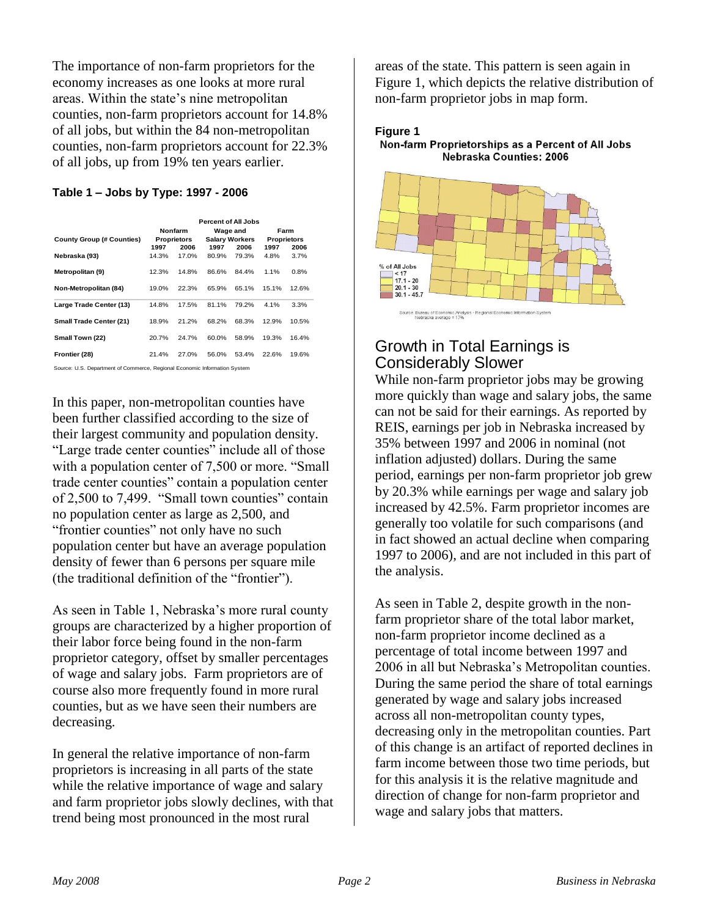The importance of non-farm proprietors for the economy increases as one looks at more rural areas. Within the state's nine metropolitan counties, non-farm proprietors account for 14.8% of all jobs, but within the 84 non-metropolitan counties, non-farm proprietors account for 22.3% of all jobs, up from 19% ten years earlier.

**Table 1 – Jobs by Type: 1997 - 2006**

| County Group (# Counties) | Percent of All Jobs | | | | | |
|---|---|---|---|---|---|---|
| | Nonfarm Proprietors | | Wage and Salary Workers | | Farm Proprietors | |
| | 1997 | 2006 | 1997 | 2006 | 1997 | 2006 |
| Nebraska (93) | 14.3% | 17.0% | 80.9% | 79.3% | 4.8% | 3.7% |
| Metropolitan (9) | 12.3% | 14.8% | 86.6% | 84.4% | 1.1% | 0.8% |
| Non-Metropolitan (84) | 19.0% | 22.3% | 65.9% | 65.1% | 15.1% | 12.6% |
| Large Trade Center (13) | 14.8% | 17.5% | 81.1% | 79.2% | 4.1% | 3.3% |
| Small Trade Center (21) | 18.9% | 21.2% | 68.2% | 68.3% | 12.9% | 10.5% |
| Small Town (22) | 20.7% | 24.7% | 60.0% | 58.9% | 19.3% | 16.4% |
| Frontier (28) | 21.4% | 27.0% | 56.0% | 53.4% | 22.6% | 19.6% |

Source: U.S. Department of Commerce, Regional Economic Information System

In this paper, non-metropolitan counties have been further classified according to the size of their largest community and population density. "Large trade center counties" include all of those with a population center of 7,500 or more. "Small trade center counties" contain a population center of 2,500 to 7,499. "Small town counties" contain no population center as large as 2,500, and "frontier counties" not only have no such population center but have an average population density of fewer than 6 persons per square mile (the traditional definition of the "frontier").

As seen in Table 1, Nebraska's more rural county groups are characterized by a higher proportion of their labor force being found in the non-farm proprietor category, offset by smaller percentages of wage and salary jobs. Farm proprietors are of course also more frequently found in more rural counties, but as we have seen their numbers are decreasing.

In general the relative importance of non-farm proprietors is increasing in all parts of the state while the relative importance of wage and salary and farm proprietor jobs slowly declines, with that trend being most pronounced in the most rural areas of the state. This pattern is seen again in Figure 1, which depicts the relative distribution of non-farm proprietor jobs in map form.

**Figure 1**
**Non-farm Proprietorships as a Percent of All Jobs Nebraska Counties: 2006**

% of All Jobs
- < 17
- 17.1 - 20
- 20.1 - 30
- 30.1 - 45.7

Source: Bureau of Economic Analysis - Regional Economic Information System
Nebraska average = 17%

## Growth in Total Earnings is Considerably Slower

While non-farm proprietor jobs may be growing more quickly than wage and salary jobs, the same can not be said for their earnings. As reported by REIS, earnings per job in Nebraska increased by 35% between 1997 and 2006 in nominal (not inflation adjusted) dollars. During the same period, earnings per non-farm proprietor job grew by 20.3% while earnings per wage and salary job increased by 42.5%. Farm proprietor incomes are generally too volatile for such comparisons (and in fact showed an actual decline when comparing 1997 to 2006), and are not included in this part of the analysis.

As seen in Table 2, despite growth in the non-farm proprietor share of the total labor market, non-farm proprietor income declined as a percentage of total income between 1997 and 2006 in all but Nebraska's Metropolitan counties. During the same period the share of total earnings generated by wage and salary jobs increased across all non-metropolitan county types, decreasing only in the metropolitan counties. Part of this change is an artifact of reported declines in farm income between those two time periods, but for this analysis it is the relative magnitude and direction of change for non-farm proprietor and wage and salary jobs that matters.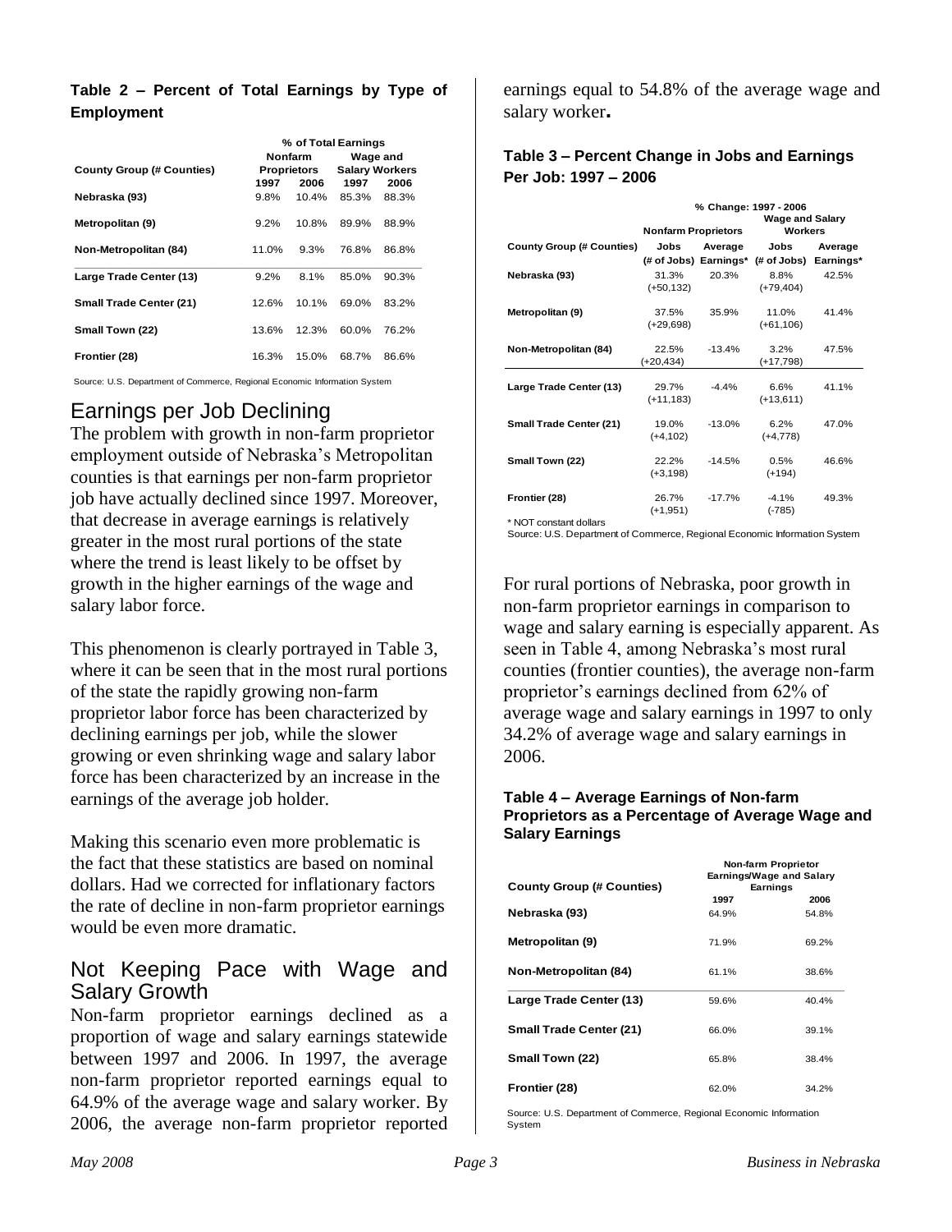**Table 2 – Percent of Total Earnings by Type of Employment**

| County Group (# Counties) | % of Total Earnings | | | |
|---|---|---|---|---|
| | Nonfarm Proprietors | | Wage and Salary Workers | |
| | 1997 | 2006 | 1997 | 2006 |
| Nebraska (93) | 9.8% | 10.4% | 85.3% | 88.3% |
| Metropolitan (9) | 9.2% | 10.8% | 89.9% | 88.9% |
| Non-Metropolitan (84) | 11.0% | 9.3% | 76.8% | 86.8% |
| Large Trade Center (13) | 9.2% | 8.1% | 85.0% | 90.3% |
| Small Trade Center (21) | 12.6% | 10.1% | 69.0% | 83.2% |
| Small Town (22) | 13.6% | 12.3% | 60.0% | 76.2% |
| Frontier (28) | 16.3% | 15.0% | 68.7% | 86.6% |

Source: U.S. Department of Commerce, Regional Economic Information System

## Earnings per Job Declining

The problem with growth in non-farm proprietor employment outside of Nebraska's Metropolitan counties is that earnings per non-farm proprietor job have actually declined since 1997. Moreover, that decrease in average earnings is relatively greater in the most rural portions of the state where the trend is least likely to be offset by growth in the higher earnings of the wage and salary labor force.

This phenomenon is clearly portrayed in Table 3, where it can be seen that in the most rural portions of the state the rapidly growing non-farm proprietor labor force has been characterized by declining earnings per job, while the slower growing or even shrinking wage and salary labor force has been characterized by an increase in the earnings of the average job holder.

Making this scenario even more problematic is the fact that these statistics are based on nominal dollars. Had we corrected for inflationary factors the rate of decline in non-farm proprietor earnings would be even more dramatic.

## Not Keeping Pace with Wage and Salary Growth

Non-farm proprietor earnings declined as a proportion of wage and salary earnings statewide between 1997 and 2006. In 1997, the average non-farm proprietor reported earnings equal to 64.9% of the average wage and salary worker. By 2006, the average non-farm proprietor reported earnings equal to 54.8% of the average wage and salary worker**.**

**Table 3 – Percent Change in Jobs and Earnings Per Job: 1997 – 2006**

| County Group (# Counties) | % Change: 1997 - 2006 | | | |
|---|---|---|---|---|
| | Nonfarm Proprietors | | Wage and Salary Workers | |
| | Jobs (# of Jobs) | Average Earnings* | Jobs (# of Jobs) | Average Earnings* |
| Nebraska (93) | 31.3% (+50,132) | 20.3% | 8.8% (+79,404) | 42.5% |
| Metropolitan (9) | 37.5% (+29,698) | 35.9% | 11.0% (+61,106) | 41.4% |
| Non-Metropolitan (84) | 22.5% (+20,434) | -13.4% | 3.2% (+17,798) | 47.5% |
| Large Trade Center (13) | 29.7% (+11,183) | -4.4% | 6.6% (+13,611) | 41.1% |
| Small Trade Center (21) | 19.0% (+4,102) | -13.0% | 6.2% (+4,778) | 47.0% |
| Small Town (22) | 22.2% (+3,198) | -14.5% | 0.5% (+194) | 46.6% |
| Frontier (28) | 26.7% (+1,951) | -17.7% | -4.1% (-785) | 49.3% |

\* NOT constant dollars

Source: U.S. Department of Commerce, Regional Economic Information System

For rural portions of Nebraska, poor growth in non-farm proprietor earnings in comparison to wage and salary earning is especially apparent. As seen in Table 4, among Nebraska's most rural counties (frontier counties), the average non-farm proprietor's earnings declined from 62% of average wage and salary earnings in 1997 to only 34.2% of average wage and salary earnings in 2006.

**Table 4 – Average Earnings of Non-farm Proprietors as a Percentage of Average Wage and Salary Earnings**

| County Group (# Counties) | Non-farm Proprietor Earnings/Wage and Salary Earnings | |
|---|---|---|
| | 1997 | 2006 |
| Nebraska (93) | 64.9% | 54.8% |
| Metropolitan (9) | 71.9% | 69.2% |
| Non-Metropolitan (84) | 61.1% | 38.6% |
| Large Trade Center (13) | 59.6% | 40.4% |
| Small Trade Center (21) | 66.0% | 39.1% |
| Small Town (22) | 65.8% | 38.4% |
| Frontier (28) | 62.0% | 34.2% |

Source: U.S. Department of Commerce, Regional Economic Information System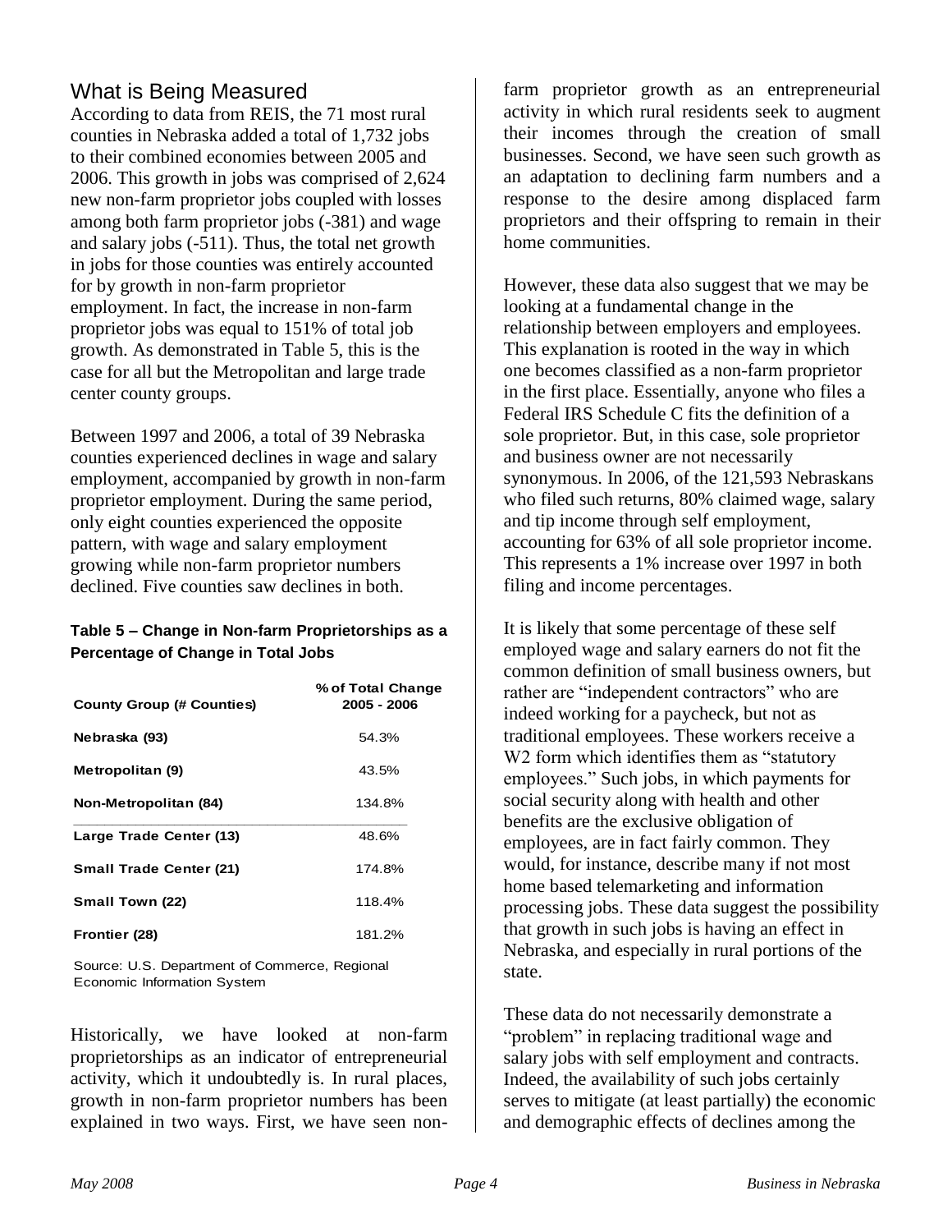## What is Being Measured

According to data from REIS, the 71 most rural counties in Nebraska added a total of 1,732 jobs to their combined economies between 2005 and 2006. This growth in jobs was comprised of 2,624 new non-farm proprietor jobs coupled with losses among both farm proprietor jobs (-381) and wage and salary jobs (-511). Thus, the total net growth in jobs for those counties was entirely accounted for by growth in non-farm proprietor employment. In fact, the increase in non-farm proprietor jobs was equal to 151% of total job growth. As demonstrated in Table 5, this is the case for all but the Metropolitan and large trade center county groups.

Between 1997 and 2006, a total of 39 Nebraska counties experienced declines in wage and salary employment, accompanied by growth in non-farm proprietor employment. During the same period, only eight counties experienced the opposite pattern, with wage and salary employment growing while non-farm proprietor numbers declined. Five counties saw declines in both.

**Table 5 – Change in Non-farm Proprietorships as a Percentage of Change in Total Jobs**

| County Group (# Counties) | % of Total Change 2005 - 2006 |
|---|---|
| Nebraska (93) | 54.3% |
| Metropolitan (9) | 43.5% |
| Non-Metropolitan (84) | 134.8% |
| Large Trade Center (13) | 48.6% |
| Small Trade Center (21) | 174.8% |
| Small Town (22) | 118.4% |
| Frontier (28) | 181.2% |

Source: U.S. Department of Commerce, Regional Economic Information System

Historically, we have looked at non-farm proprietorships as an indicator of entrepreneurial activity, which it undoubtedly is. In rural places, growth in non-farm proprietor numbers has been explained in two ways. First, we have seen non-farm proprietor growth as an entrepreneurial activity in which rural residents seek to augment their incomes through the creation of small businesses. Second, we have seen such growth as an adaptation to declining farm numbers and a response to the desire among displaced farm proprietors and their offspring to remain in their home communities.

However, these data also suggest that we may be looking at a fundamental change in the relationship between employers and employees. This explanation is rooted in the way in which one becomes classified as a non-farm proprietor in the first place. Essentially, anyone who files a Federal IRS Schedule C fits the definition of a sole proprietor. But, in this case, sole proprietor and business owner are not necessarily synonymous. In 2006, of the 121,593 Nebraskans who filed such returns, 80% claimed wage, salary and tip income through self employment, accounting for 63% of all sole proprietor income. This represents a 1% increase over 1997 in both filing and income percentages.

It is likely that some percentage of these self employed wage and salary earners do not fit the common definition of small business owners, but rather are "independent contractors" who are indeed working for a paycheck, but not as traditional employees. These workers receive a W2 form which identifies them as "statutory employees." Such jobs, in which payments for social security along with health and other benefits are the exclusive obligation of employees, are in fact fairly common. They would, for instance, describe many if not most home based telemarketing and information processing jobs. These data suggest the possibility that growth in such jobs is having an effect in Nebraska, and especially in rural portions of the state.

These data do not necessarily demonstrate a "problem" in replacing traditional wage and salary jobs with self employment and contracts. Indeed, the availability of such jobs certainly serves to mitigate (at least partially) the economic and demographic effects of declines among the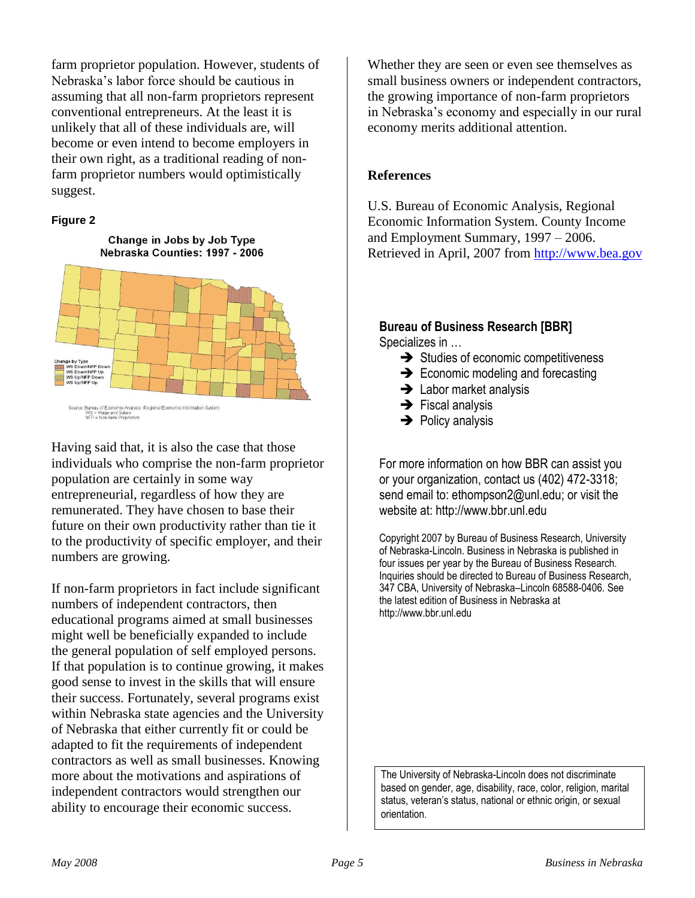farm proprietor population. However, students of Nebraska's labor force should be cautious in assuming that all non-farm proprietors represent conventional entrepreneurs. At the least it is unlikely that all of these individuals are, will become or even intend to become employers in their own right, as a traditional reading of non-farm proprietor numbers would optimistically suggest.

**Figure 2**

**Change in Jobs by Job Type**
**Nebraska Counties: 1997 - 2006**

Change by Type
WS Down/NFP Down
WS Down/NFP Up
WS Up/NFP Down
WS Up/NFP Up

Source: Bureau of Economic Analysis -Regional Economic Information System
WS = Wage and Salary
NFP = Non-farm Proprietors

Having said that, it is also the case that those individuals who comprise the non-farm proprietor population are certainly in some way entrepreneurial, regardless of how they are remunerated. They have chosen to base their future on their own productivity rather than tie it to the productivity of specific employer, and their numbers are growing.

If non-farm proprietors in fact include significant numbers of independent contractors, then educational programs aimed at small businesses might well be beneficially expanded to include the general population of self employed persons. If that population is to continue growing, it makes good sense to invest in the skills that will ensure their success. Fortunately, several programs exist within Nebraska state agencies and the University of Nebraska that either currently fit or could be adapted to fit the requirements of independent contractors as well as small businesses. Knowing more about the motivations and aspirations of independent contractors would strengthen our ability to encourage their economic success.

Whether they are seen or even see themselves as small business owners or independent contractors, the growing importance of non-farm proprietors in Nebraska's economy and especially in our rural economy merits additional attention.

**References**

U.S. Bureau of Economic Analysis, Regional Economic Information System. County Income and Employment Summary, 1997 – 2006. Retrieved in April, 2007 from http://www.bea.gov

**Bureau of Business Research [BBR]**
Specializes in …

- ➔ Studies of economic competitiveness
- ➔ Economic modeling and forecasting
- ➔ Labor market analysis
- ➔ Fiscal analysis
- ➔ Policy analysis

For more information on how BBR can assist you or your organization, contact us (402) 472-3318; send email to: ethompson2@unl.edu; or visit the website at: http://www.bbr.unl.edu

Copyright 2007 by Bureau of Business Research, University of Nebraska-Lincoln. Business in Nebraska is published in four issues per year by the Bureau of Business Research. Inquiries should be directed to Bureau of Business Research, 347 CBA, University of Nebraska–Lincoln 68588-0406. See the latest edition of Business in Nebraska at http://www.bbr.unl.edu

The University of Nebraska-Lincoln does not discriminate based on gender, age, disability, race, color, religion, marital status, veteran's status, national or ethnic origin, or sexual orientation.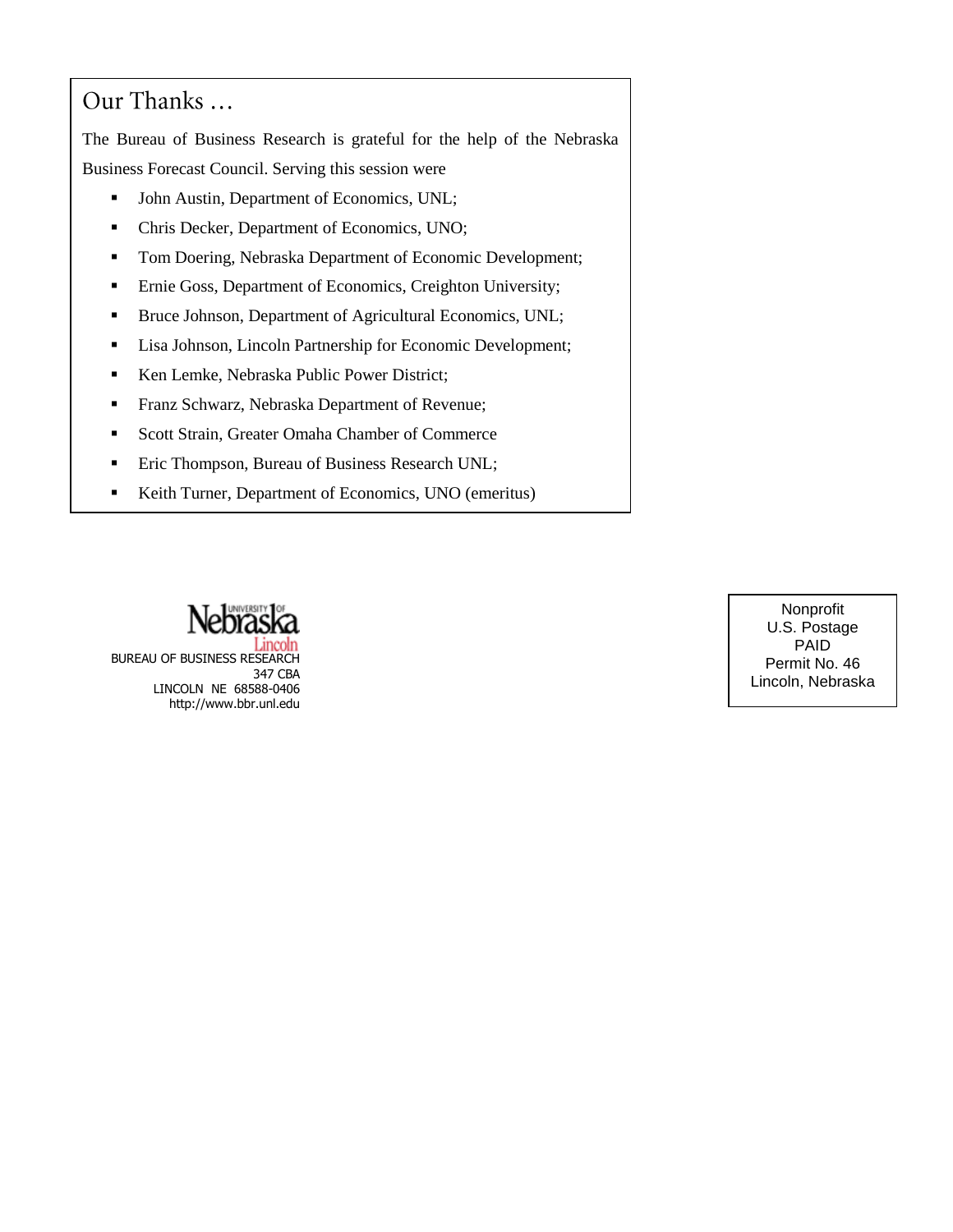## Our Thanks …

The Bureau of Business Research is grateful for the help of the Nebraska Business Forecast Council. Serving this session were

- John Austin, Department of Economics, UNL;
- Chris Decker, Department of Economics, UNO;
- Tom Doering, Nebraska Department of Economic Development;
- Ernie Goss, Department of Economics, Creighton University;
- Bruce Johnson, Department of Agricultural Economics, UNL;
- Lisa Johnson, Lincoln Partnership for Economic Development;
- Ken Lemke, Nebraska Public Power District;
- Franz Schwarz, Nebraska Department of Revenue;
- Scott Strain, Greater Omaha Chamber of Commerce
- Eric Thompson, Bureau of Business Research UNL;
- Keith Turner, Department of Economics, UNO (emeritus)

University of Nebraska Lincoln
BUREAU OF BUSINESS RESEARCH
347 CBA
LINCOLN NE 68588-0406
http://www.bbr.unl.edu

Nonprofit
U.S. Postage
PAID
Permit No. 46
Lincoln, Nebraska